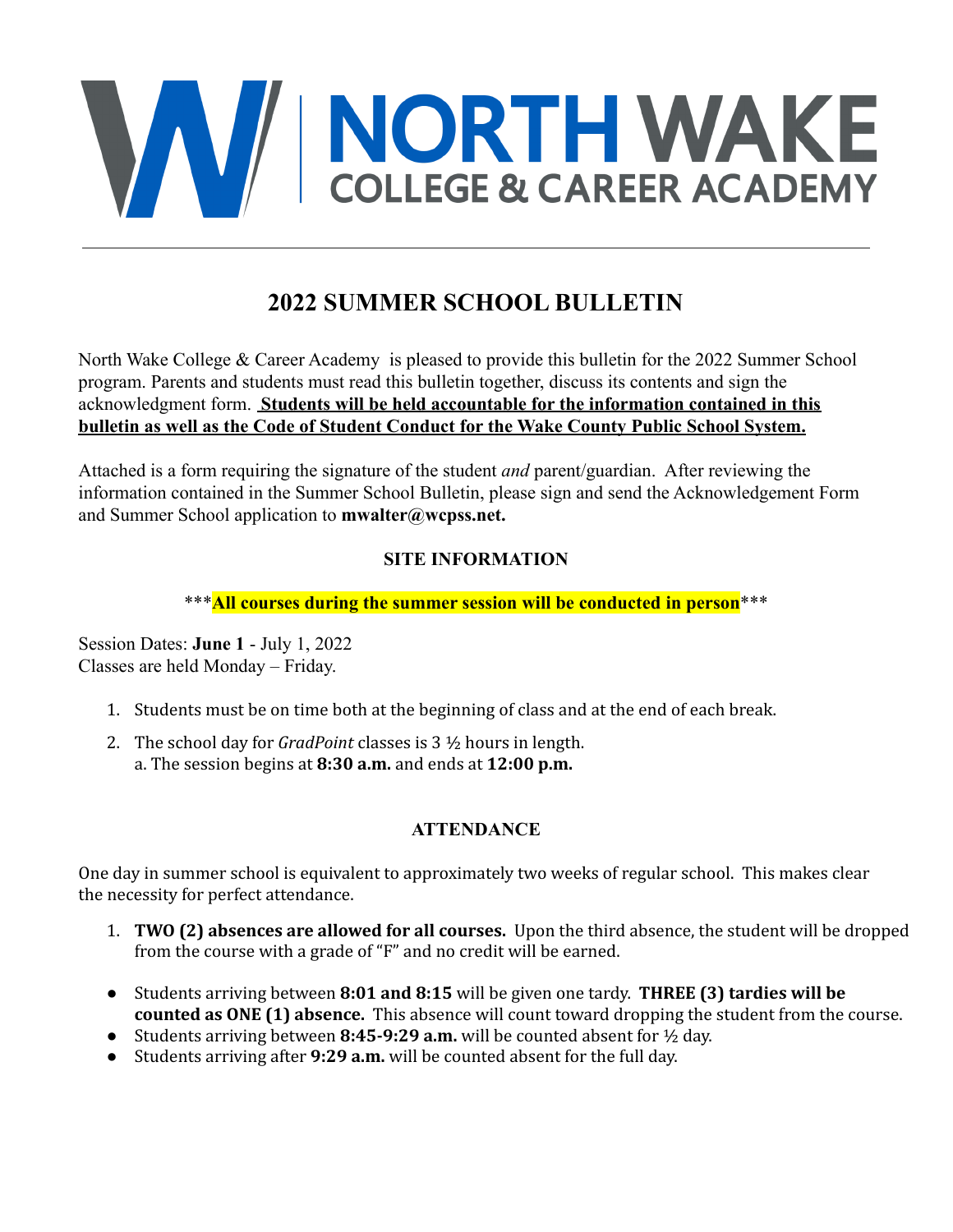# NORTH WAKE COLLEGE & CAREER ACADEMY

## 2022 SUMMER SCHOOL BULLETIN

North Wake College & Career Academy is pleased to provide this bulletin for the 2022 Summer School program. Parents and students must read this bulletin together, discuss its contents and sign the acknowledgment form. **Students will be held accountable for the information contained in this bulletin as well as the Code of Student Conduct for the Wake County Public School System.**

Attached is a form requiring the signature of the student *and* parent/guardian. After reviewing the information contained in the Summer School Bulletin, please sign and send the Acknowledgement Form and Summer School application to **mwalter@wcpss.net.**

### SITE INFORMATION

\*\*\***All courses during the summer session will be conducted in person**\*\*\*

Session Dates: **June 1** - July 1, 2022
Classes are held Monday – Friday.

1. Students must be on time both at the beginning of class and at the end of each break.
2. The school day for *GradPoint* classes is 3 ½ hours in length.
   a. The session begins at **8:30 a.m.** and ends at **12:00 p.m.**

### ATTENDANCE

One day in summer school is equivalent to approximately two weeks of regular school. This makes clear the necessity for perfect attendance.

1. **TWO (2) absences are allowed for all courses.** Upon the third absence, the student will be dropped from the course with a grade of "F" and no credit will be earned.

- Students arriving between **8:01 and 8:15** will be given one tardy. **THREE (3) tardies will be counted as ONE (1) absence.** This absence will count toward dropping the student from the course.
- Students arriving between **8:45-9:29 a.m.** will be counted absent for ½ day.
- Students arriving after **9:29 a.m.** will be counted absent for the full day.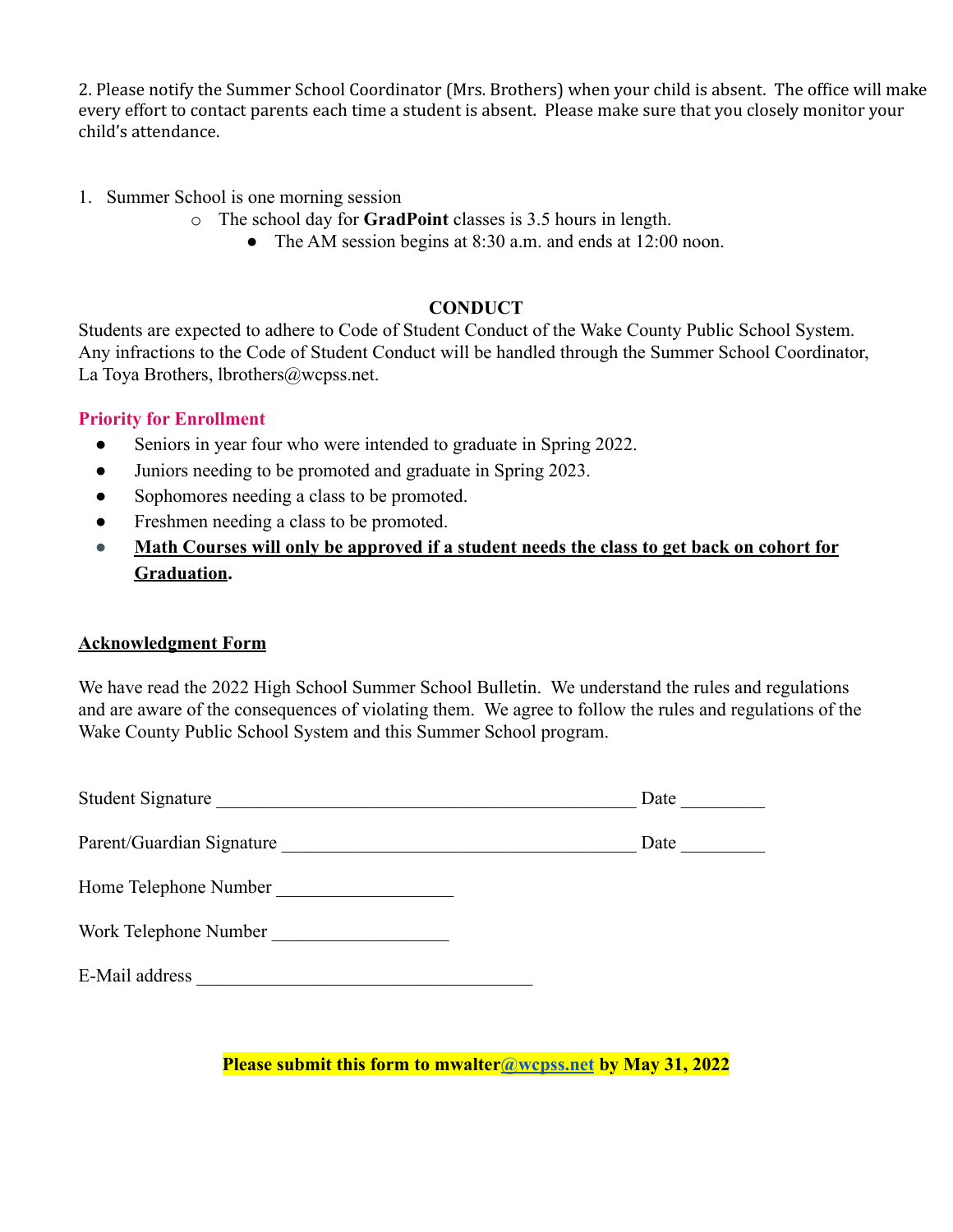2. Please notify the Summer School Coordinator (Mrs. Brothers) when your child is absent. The office will make every effort to contact parents each time a student is absent. Please make sure that you closely monitor your child's attendance.

1. Summer School is one morning session
   - The school day for **GradPoint** classes is 3.5 hours in length.
     - The AM session begins at 8:30 a.m. and ends at 12:00 noon.

## CONDUCT

Students are expected to adhere to Code of Student Conduct of the Wake County Public School System. Any infractions to the Code of Student Conduct will be handled through the Summer School Coordinator, La Toya Brothers, lbrothers@wcpss.net.

### Priority for Enrollment

- Seniors in year four who were intended to graduate in Spring 2022.
- Juniors needing to be promoted and graduate in Spring 2023.
- Sophomores needing a class to be promoted.
- Freshmen needing a class to be promoted.
- **Math Courses will only be approved if a student needs the class to get back on cohort for Graduation.**

### Acknowledgment Form

We have read the 2022 High School Summer School Bulletin. We understand the rules and regulations and are aware of the consequences of violating them. We agree to follow the rules and regulations of the Wake County Public School System and this Summer School program.

Student Signature ______________________________________________ Date _________

Parent/Guardian Signature _______________________________________ Date _________

Home Telephone Number ___________________

Work Telephone Number ___________________

E-Mail address _____________________________________

**Please submit this form to mwalter@wcpss.net by May 31, 2022**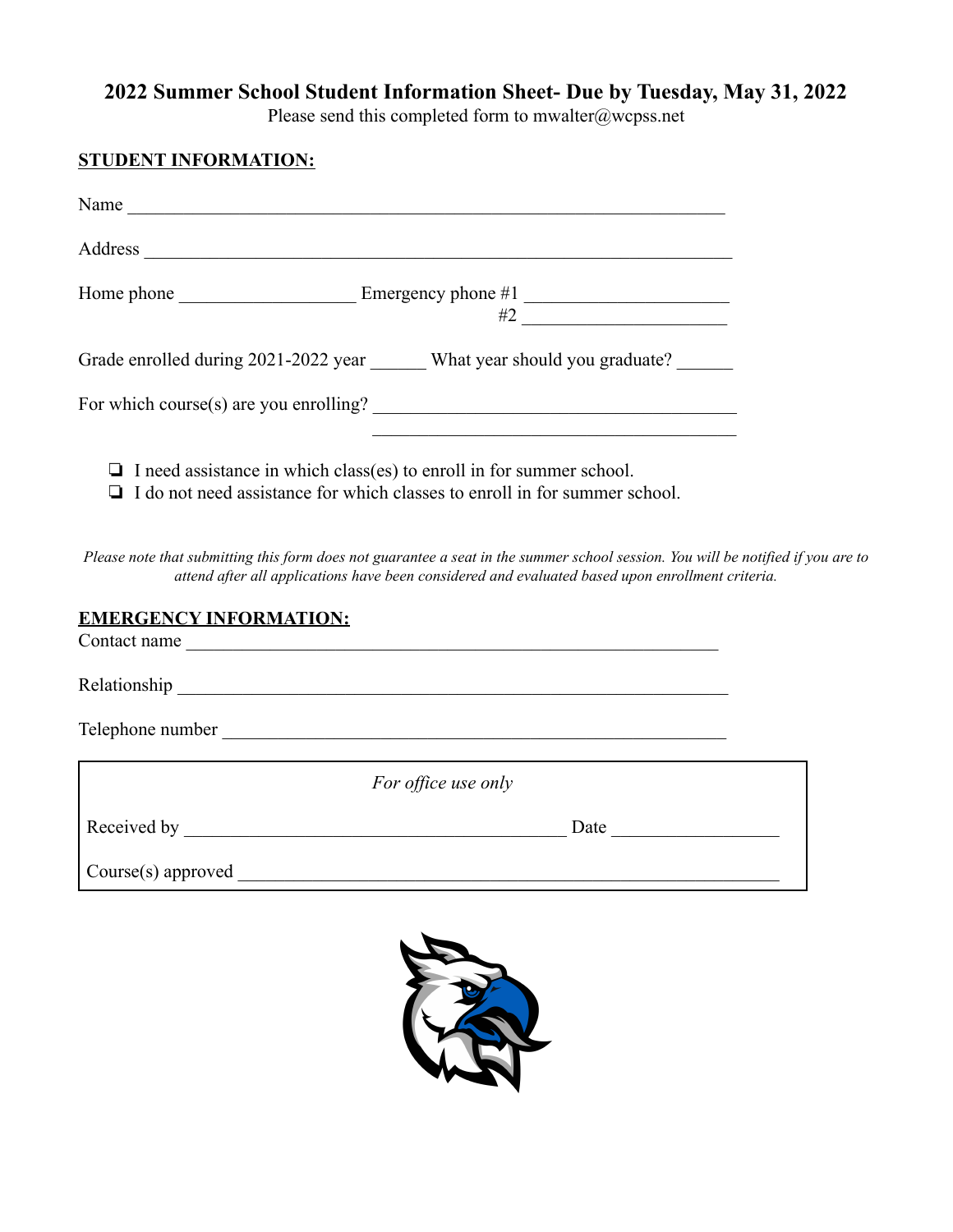## 2022 Summer School Student Information Sheet- Due by Tuesday, May 31, 2022

Please send this completed form to mwalter@wcpss.net

**STUDENT INFORMATION:**

Name ____________________________________________________________

Address __________________________________________________________

Home phone __________________ Emergency phone #1 _____________________

#2 _____________________

Grade enrolled during 2021-2022 year ______ What year should you graduate? ______

For which course(s) are you enrolling? _____________________________________

_____________________________________

- ❏ I need assistance in which class(es) to enroll in for summer school.
- ❏ I do not need assistance for which classes to enroll in for summer school.

*Please note that submitting this form does not guarantee a seat in the summer school session. You will be notified if you are to attend after all applications have been considered and evaluated based upon enrollment criteria.*

**EMERGENCY INFORMATION:**

Contact name ______________________________________________________

Relationship _______________________________________________________

Telephone number ___________________________________________________

*For office use only*

Received by _______________________________________ Date _________________

Course(s) approved ______________________________________________________